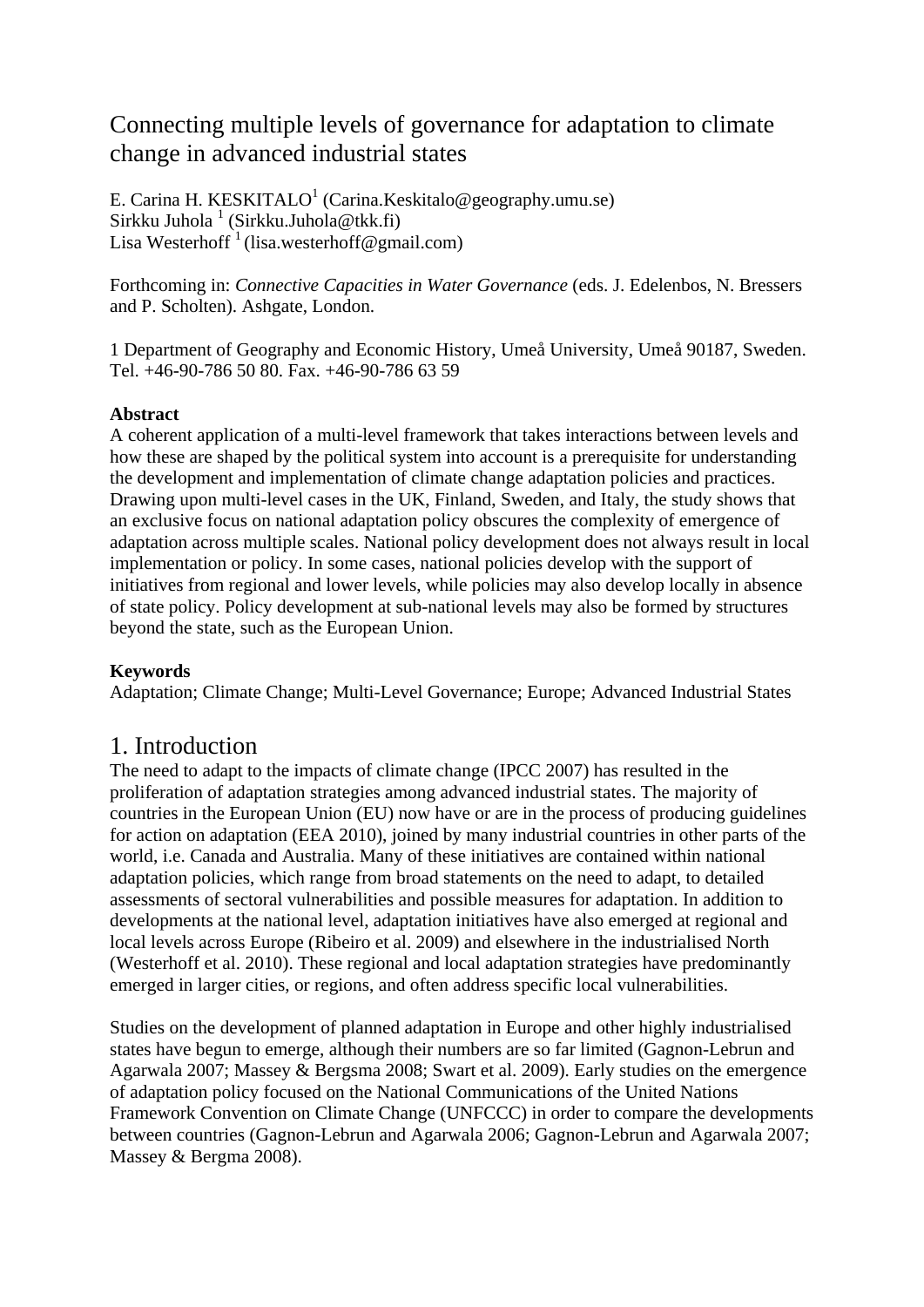# Connecting multiple levels of governance for adaptation to climate change in advanced industrial states

E. Carina H. KESKITALO[1] (Carina.Keskitalo@geography.umu.se)
Sirkku Juhola [1] (Sirkku.Juhola@tkk.fi)
Lisa Westerhoff [1] (lisa.westerhoff@gmail.com)

Forthcoming in: *Connective Capacities in Water Governance* (eds. J. Edelenbos, N. Bressers and P. Scholten). Ashgate, London.

1 Department of Geography and Economic History, Umeå University, Umeå 90187, Sweden. Tel. +46-90-786 50 80. Fax. +46-90-786 63 59

**Abstract**

A coherent application of a multi-level framework that takes interactions between levels and how these are shaped by the political system into account is a prerequisite for understanding the development and implementation of climate change adaptation policies and practices. Drawing upon multi-level cases in the UK, Finland, Sweden, and Italy, the study shows that an exclusive focus on national adaptation policy obscures the complexity of emergence of adaptation across multiple scales. National policy development does not always result in local implementation or policy. In some cases, national policies develop with the support of initiatives from regional and lower levels, while policies may also develop locally in absence of state policy. Policy development at sub-national levels may also be formed by structures beyond the state, such as the European Union.

**Keywords**

Adaptation; Climate Change; Multi-Level Governance; Europe; Advanced Industrial States

## 1. Introduction

The need to adapt to the impacts of climate change (IPCC 2007) has resulted in the proliferation of adaptation strategies among advanced industrial states. The majority of countries in the European Union (EU) now have or are in the process of producing guidelines for action on adaptation (EEA 2010), joined by many industrial countries in other parts of the world, i.e. Canada and Australia. Many of these initiatives are contained within national adaptation policies, which range from broad statements on the need to adapt, to detailed assessments of sectoral vulnerabilities and possible measures for adaptation. In addition to developments at the national level, adaptation initiatives have also emerged at regional and local levels across Europe (Ribeiro et al. 2009) and elsewhere in the industrialised North (Westerhoff et al. 2010). These regional and local adaptation strategies have predominantly emerged in larger cities, or regions, and often address specific local vulnerabilities.

Studies on the development of planned adaptation in Europe and other highly industrialised states have begun to emerge, although their numbers are so far limited (Gagnon-Lebrun and Agarwala 2007; Massey & Bergsma 2008; Swart et al. 2009). Early studies on the emergence of adaptation policy focused on the National Communications of the United Nations Framework Convention on Climate Change (UNFCCC) in order to compare the developments between countries (Gagnon-Lebrun and Agarwala 2006; Gagnon-Lebrun and Agarwala 2007; Massey & Bergma 2008).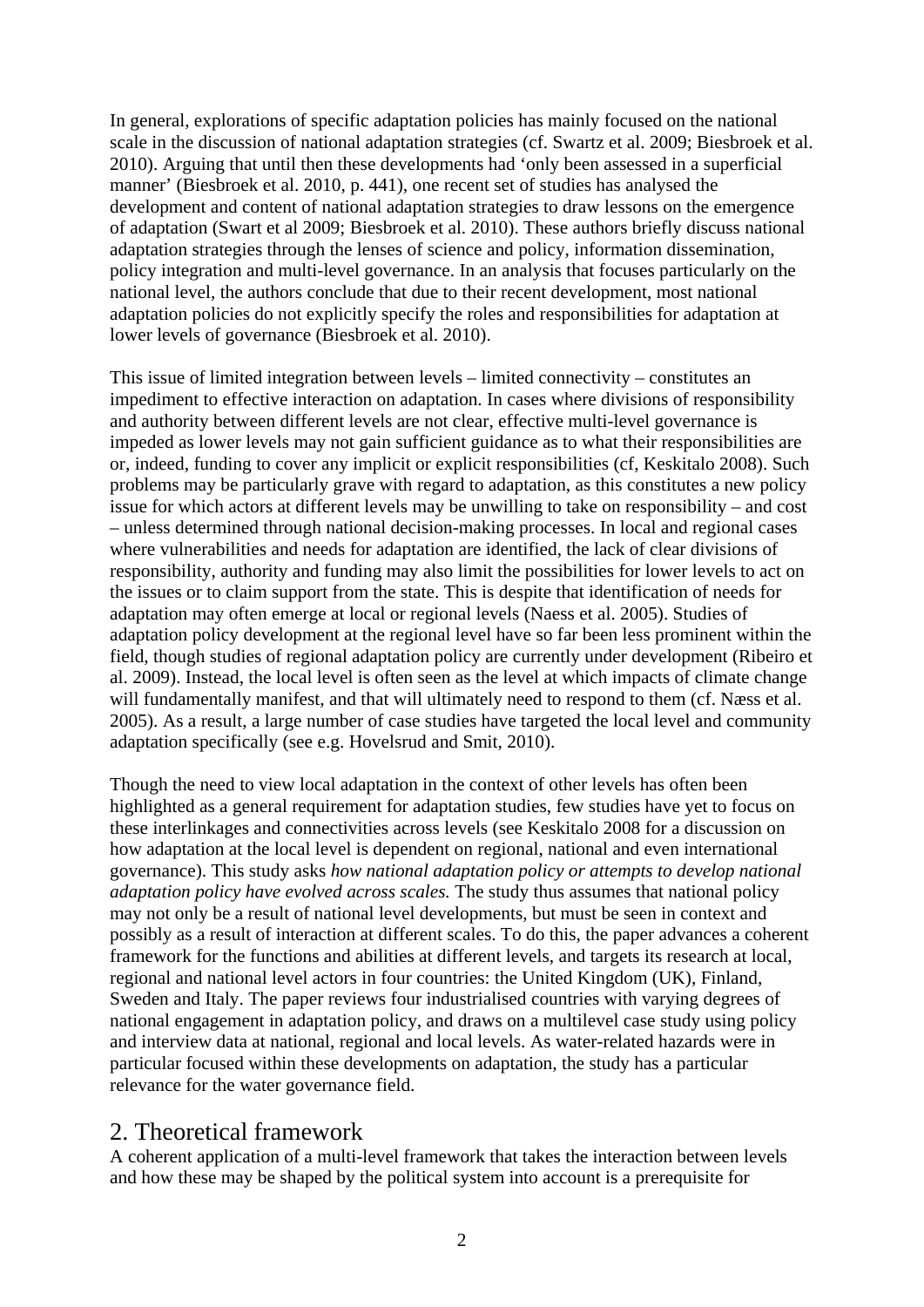In general, explorations of specific adaptation policies has mainly focused on the national scale in the discussion of national adaptation strategies (cf. Swartz et al. 2009; Biesbroek et al. 2010). Arguing that until then these developments had 'only been assessed in a superficial manner' (Biesbroek et al. 2010, p. 441), one recent set of studies has analysed the development and content of national adaptation strategies to draw lessons on the emergence of adaptation (Swart et al 2009; Biesbroek et al. 2010). These authors briefly discuss national adaptation strategies through the lenses of science and policy, information dissemination, policy integration and multi-level governance. In an analysis that focuses particularly on the national level, the authors conclude that due to their recent development, most national adaptation policies do not explicitly specify the roles and responsibilities for adaptation at lower levels of governance (Biesbroek et al. 2010).

This issue of limited integration between levels – limited connectivity – constitutes an impediment to effective interaction on adaptation. In cases where divisions of responsibility and authority between different levels are not clear, effective multi-level governance is impeded as lower levels may not gain sufficient guidance as to what their responsibilities are or, indeed, funding to cover any implicit or explicit responsibilities (cf, Keskitalo 2008). Such problems may be particularly grave with regard to adaptation, as this constitutes a new policy issue for which actors at different levels may be unwilling to take on responsibility – and cost – unless determined through national decision-making processes. In local and regional cases where vulnerabilities and needs for adaptation are identified, the lack of clear divisions of responsibility, authority and funding may also limit the possibilities for lower levels to act on the issues or to claim support from the state. This is despite that identification of needs for adaptation may often emerge at local or regional levels (Naess et al. 2005). Studies of adaptation policy development at the regional level have so far been less prominent within the field, though studies of regional adaptation policy are currently under development (Ribeiro et al. 2009). Instead, the local level is often seen as the level at which impacts of climate change will fundamentally manifest, and that will ultimately need to respond to them (cf. Næss et al. 2005). As a result, a large number of case studies have targeted the local level and community adaptation specifically (see e.g. Hovelsrud and Smit, 2010).

Though the need to view local adaptation in the context of other levels has often been highlighted as a general requirement for adaptation studies, few studies have yet to focus on these interlinkages and connectivities across levels (see Keskitalo 2008 for a discussion on how adaptation at the local level is dependent on regional, national and even international governance). This study asks *how national adaptation policy or attempts to develop national adaptation policy have evolved across scales.* The study thus assumes that national policy may not only be a result of national level developments, but must be seen in context and possibly as a result of interaction at different scales. To do this, the paper advances a coherent framework for the functions and abilities at different levels, and targets its research at local, regional and national level actors in four countries: the United Kingdom (UK), Finland, Sweden and Italy. The paper reviews four industrialised countries with varying degrees of national engagement in adaptation policy, and draws on a multilevel case study using policy and interview data at national, regional and local levels. As water-related hazards were in particular focused within these developments on adaptation, the study has a particular relevance for the water governance field.

## 2. Theoretical framework

A coherent application of a multi-level framework that takes the interaction between levels and how these may be shaped by the political system into account is a prerequisite for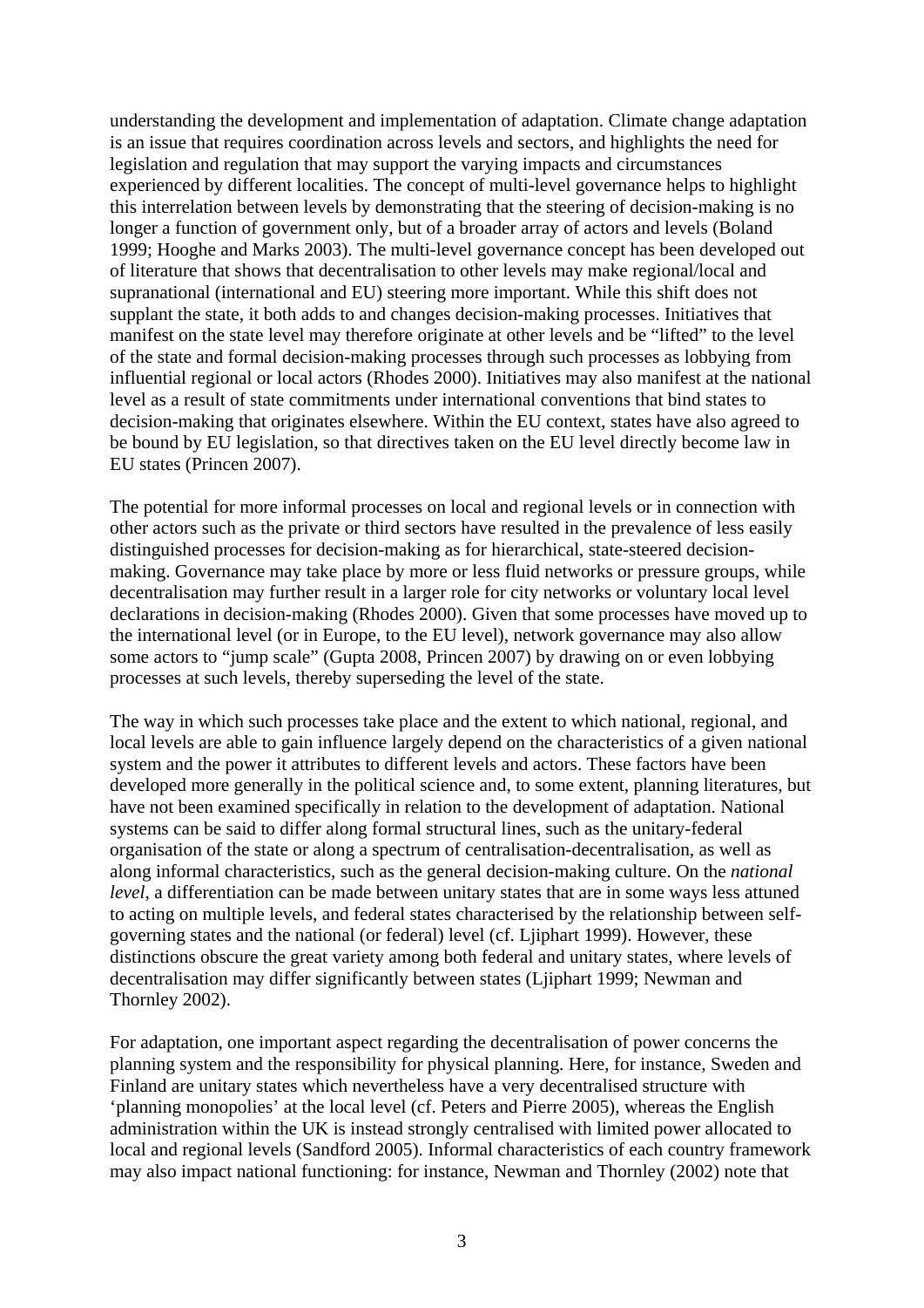understanding the development and implementation of adaptation. Climate change adaptation is an issue that requires coordination across levels and sectors, and highlights the need for legislation and regulation that may support the varying impacts and circumstances experienced by different localities. The concept of multi-level governance helps to highlight this interrelation between levels by demonstrating that the steering of decision-making is no longer a function of government only, but of a broader array of actors and levels (Boland 1999; Hooghe and Marks 2003). The multi-level governance concept has been developed out of literature that shows that decentralisation to other levels may make regional/local and supranational (international and EU) steering more important. While this shift does not supplant the state, it both adds to and changes decision-making processes. Initiatives that manifest on the state level may therefore originate at other levels and be "lifted" to the level of the state and formal decision-making processes through such processes as lobbying from influential regional or local actors (Rhodes 2000). Initiatives may also manifest at the national level as a result of state commitments under international conventions that bind states to decision-making that originates elsewhere. Within the EU context, states have also agreed to be bound by EU legislation, so that directives taken on the EU level directly become law in EU states (Princen 2007).

The potential for more informal processes on local and regional levels or in connection with other actors such as the private or third sectors have resulted in the prevalence of less easily distinguished processes for decision-making as for hierarchical, state-steered decision-making. Governance may take place by more or less fluid networks or pressure groups, while decentralisation may further result in a larger role for city networks or voluntary local level declarations in decision-making (Rhodes 2000). Given that some processes have moved up to the international level (or in Europe, to the EU level), network governance may also allow some actors to "jump scale" (Gupta 2008, Princen 2007) by drawing on or even lobbying processes at such levels, thereby superseding the level of the state.

The way in which such processes take place and the extent to which national, regional, and local levels are able to gain influence largely depend on the characteristics of a given national system and the power it attributes to different levels and actors. These factors have been developed more generally in the political science and, to some extent, planning literatures, but have not been examined specifically in relation to the development of adaptation. National systems can be said to differ along formal structural lines, such as the unitary-federal organisation of the state or along a spectrum of centralisation-decentralisation, as well as along informal characteristics, such as the general decision-making culture. On the *national level*, a differentiation can be made between unitary states that are in some ways less attuned to acting on multiple levels, and federal states characterised by the relationship between self-governing states and the national (or federal) level (cf. Ljiphart 1999). However, these distinctions obscure the great variety among both federal and unitary states, where levels of decentralisation may differ significantly between states (Ljiphart 1999; Newman and Thornley 2002).

For adaptation, one important aspect regarding the decentralisation of power concerns the planning system and the responsibility for physical planning. Here, for instance, Sweden and Finland are unitary states which nevertheless have a very decentralised structure with 'planning monopolies' at the local level (cf. Peters and Pierre 2005), whereas the English administration within the UK is instead strongly centralised with limited power allocated to local and regional levels (Sandford 2005). Informal characteristics of each country framework may also impact national functioning: for instance, Newman and Thornley (2002) note that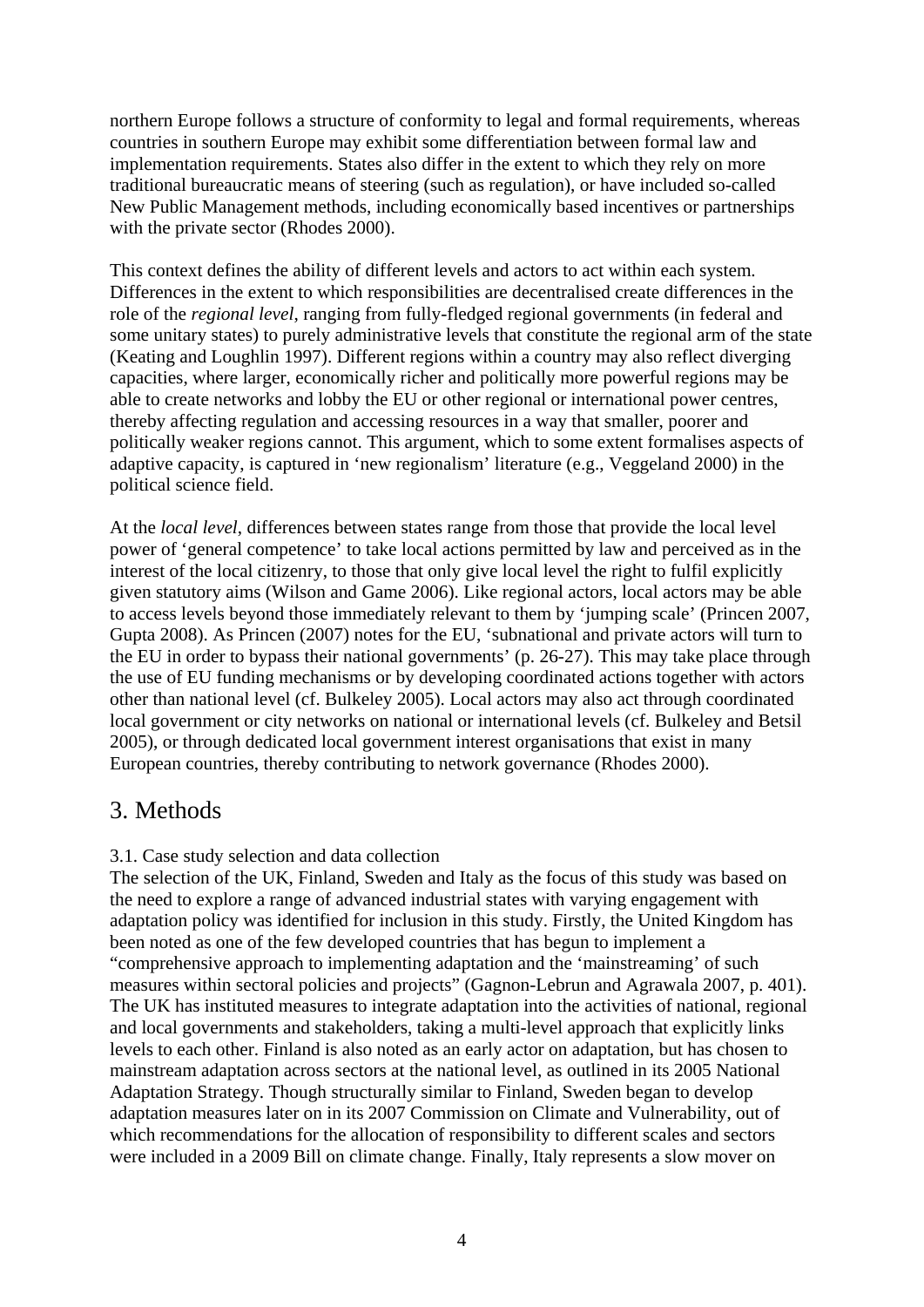northern Europe follows a structure of conformity to legal and formal requirements, whereas countries in southern Europe may exhibit some differentiation between formal law and implementation requirements. States also differ in the extent to which they rely on more traditional bureaucratic means of steering (such as regulation), or have included so-called New Public Management methods, including economically based incentives or partnerships with the private sector (Rhodes 2000).

This context defines the ability of different levels and actors to act within each system. Differences in the extent to which responsibilities are decentralised create differences in the role of the *regional level*, ranging from fully-fledged regional governments (in federal and some unitary states) to purely administrative levels that constitute the regional arm of the state (Keating and Loughlin 1997). Different regions within a country may also reflect diverging capacities, where larger, economically richer and politically more powerful regions may be able to create networks and lobby the EU or other regional or international power centres, thereby affecting regulation and accessing resources in a way that smaller, poorer and politically weaker regions cannot. This argument, which to some extent formalises aspects of adaptive capacity, is captured in 'new regionalism' literature (e.g., Veggeland 2000) in the political science field.

At the *local level*, differences between states range from those that provide the local level power of 'general competence' to take local actions permitted by law and perceived as in the interest of the local citizenry, to those that only give local level the right to fulfil explicitly given statutory aims (Wilson and Game 2006). Like regional actors, local actors may be able to access levels beyond those immediately relevant to them by 'jumping scale' (Princen 2007, Gupta 2008). As Princen (2007) notes for the EU, 'subnational and private actors will turn to the EU in order to bypass their national governments' (p. 26-27). This may take place through the use of EU funding mechanisms or by developing coordinated actions together with actors other than national level (cf. Bulkeley 2005). Local actors may also act through coordinated local government or city networks on national or international levels (cf. Bulkeley and Betsil 2005), or through dedicated local government interest organisations that exist in many European countries, thereby contributing to network governance (Rhodes 2000).

# 3. Methods

3.1. Case study selection and data collection

The selection of the UK, Finland, Sweden and Italy as the focus of this study was based on the need to explore a range of advanced industrial states with varying engagement with adaptation policy was identified for inclusion in this study. Firstly, the United Kingdom has been noted as one of the few developed countries that has begun to implement a "comprehensive approach to implementing adaptation and the 'mainstreaming' of such measures within sectoral policies and projects" (Gagnon-Lebrun and Agrawala 2007, p. 401). The UK has instituted measures to integrate adaptation into the activities of national, regional and local governments and stakeholders, taking a multi-level approach that explicitly links levels to each other. Finland is also noted as an early actor on adaptation, but has chosen to mainstream adaptation across sectors at the national level, as outlined in its 2005 National Adaptation Strategy. Though structurally similar to Finland, Sweden began to develop adaptation measures later on in its 2007 Commission on Climate and Vulnerability, out of which recommendations for the allocation of responsibility to different scales and sectors were included in a 2009 Bill on climate change. Finally, Italy represents a slow mover on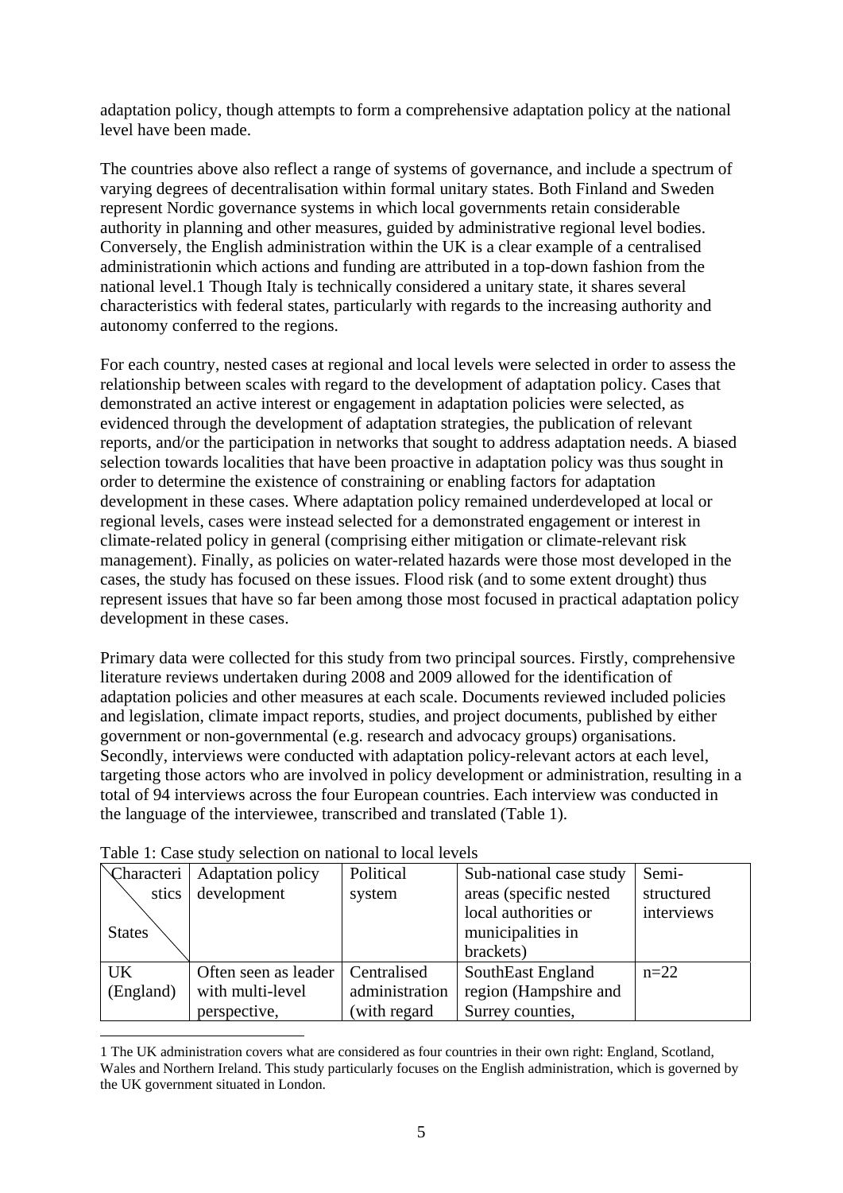adaptation policy, though attempts to form a comprehensive adaptation policy at the national level have been made.

The countries above also reflect a range of systems of governance, and include a spectrum of varying degrees of decentralisation within formal unitary states. Both Finland and Sweden represent Nordic governance systems in which local governments retain considerable authority in planning and other measures, guided by administrative regional level bodies. Conversely, the English administration within the UK is a clear example of a centralised administrationin which actions and funding are attributed in a top-down fashion from the national level.[1] Though Italy is technically considered a unitary state, it shares several characteristics with federal states, particularly with regards to the increasing authority and autonomy conferred to the regions.

For each country, nested cases at regional and local levels were selected in order to assess the relationship between scales with regard to the development of adaptation policy. Cases that demonstrated an active interest or engagement in adaptation policies were selected, as evidenced through the development of adaptation strategies, the publication of relevant reports, and/or the participation in networks that sought to address adaptation needs. A biased selection towards localities that have been proactive in adaptation policy was thus sought in order to determine the existence of constraining or enabling factors for adaptation development in these cases. Where adaptation policy remained underdeveloped at local or regional levels, cases were instead selected for a demonstrated engagement or interest in climate-related policy in general (comprising either mitigation or climate-relevant risk management). Finally, as policies on water-related hazards were those most developed in the cases, the study has focused on these issues. Flood risk (and to some extent drought) thus represent issues that have so far been among those most focused in practical adaptation policy development in these cases.

Primary data were collected for this study from two principal sources. Firstly, comprehensive literature reviews undertaken during 2008 and 2009 allowed for the identification of adaptation policies and other measures at each scale. Documents reviewed included policies and legislation, climate impact reports, studies, and project documents, published by either government or non-governmental (e.g. research and advocacy groups) organisations. Secondly, interviews were conducted with adaptation policy-relevant actors at each level, targeting those actors who are involved in policy development or administration, resulting in a total of 94 interviews across the four European countries. Each interview was conducted in the language of the interviewee, transcribed and translated (Table 1).

Table 1: Case study selection on national to local levels

| Characteristics / States | Adaptation policy development | Political system | Sub-national case study areas (specific nested local authorities or municipalities in brackets) | Semi-structured interviews |
|---|---|---|---|---|
| UK (England) | Often seen as leader with multi-level perspective, | Centralised administration (with regard | SouthEast England region (Hampshire and Surrey counties, | n=22 |

1 The UK administration covers what are considered as four countries in their own right: England, Scotland, Wales and Northern Ireland. This study particularly focuses on the English administration, which is governed by the UK government situated in London.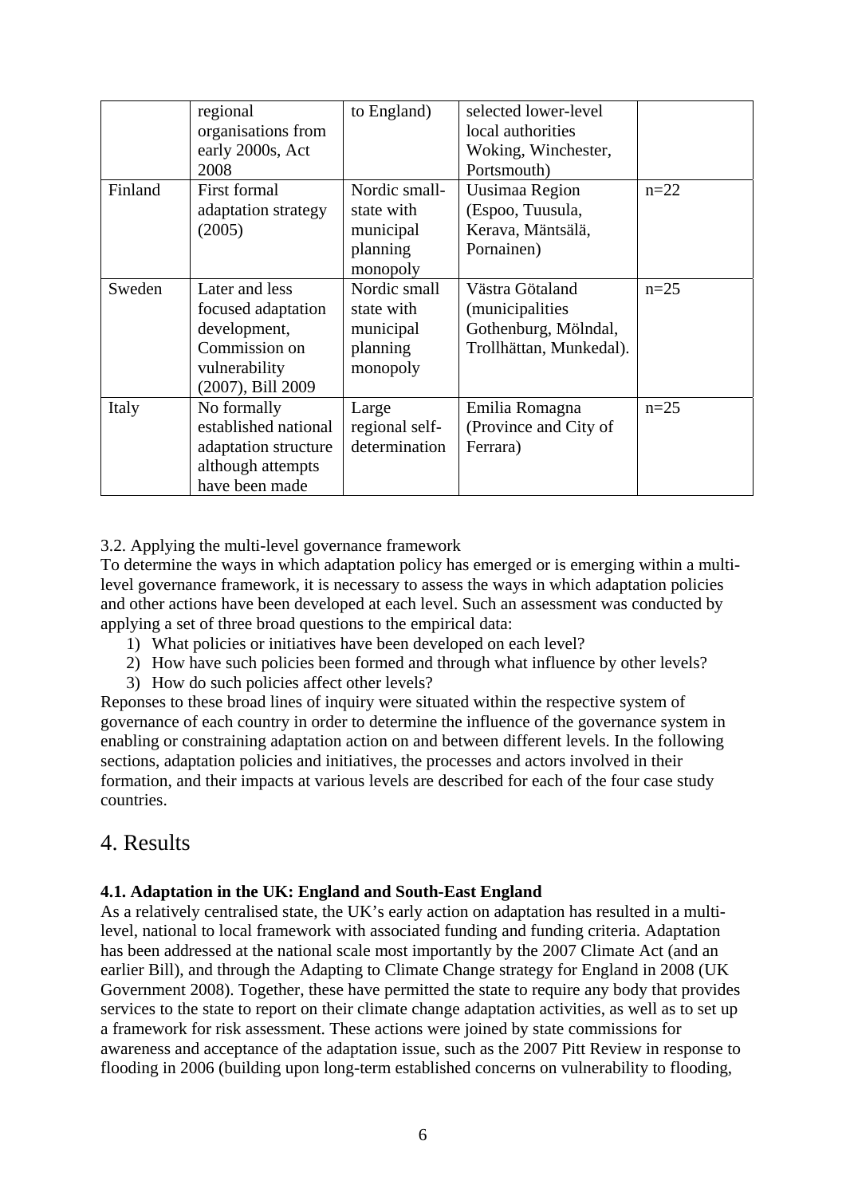| | regional organisations from early 2000s, Act 2008 | to England) | selected lower-level local authorities Woking, Winchester, Portsmouth) | |
|---|---|---|---|---|
| Finland | First formal adaptation strategy (2005) | Nordic small-state with municipal planning monopoly | Uusimaa Region (Espoo, Tuusula, Kerava, Mäntsälä, Pornainen) | n=22 |
| Sweden | Later and less focused adaptation development, Commission on vulnerability (2007), Bill 2009 | Nordic small state with municipal planning monopoly | Västra Götaland (municipalities Gothenburg, Mölndal, Trollhättan, Munkedal). | n=25 |
| Italy | No formally established national adaptation structure although attempts have been made | Large regional self-determination | Emilia Romagna (Province and City of Ferrara) | n=25 |

3.2. Applying the multi-level governance framework

To determine the ways in which adaptation policy has emerged or is emerging within a multi-level governance framework, it is necessary to assess the ways in which adaptation policies and other actions have been developed at each level. Such an assessment was conducted by applying a set of three broad questions to the empirical data:

1) What policies or initiatives have been developed on each level?
2) How have such policies been formed and through what influence by other levels?
3) How do such policies affect other levels?

Reponses to these broad lines of inquiry were situated within the respective system of governance of each country in order to determine the influence of the governance system in enabling or constraining adaptation action on and between different levels. In the following sections, adaptation policies and initiatives, the processes and actors involved in their formation, and their impacts at various levels are described for each of the four case study countries.

# 4. Results

**4.1. Adaptation in the UK: England and South-East England**

As a relatively centralised state, the UK's early action on adaptation has resulted in a multi-level, national to local framework with associated funding and funding criteria. Adaptation has been addressed at the national scale most importantly by the 2007 Climate Act (and an earlier Bill), and through the Adapting to Climate Change strategy for England in 2008 (UK Government 2008). Together, these have permitted the state to require any body that provides services to the state to report on their climate change adaptation activities, as well as to set up a framework for risk assessment. These actions were joined by state commissions for awareness and acceptance of the adaptation issue, such as the 2007 Pitt Review in response to flooding in 2006 (building upon long-term established concerns on vulnerability to flooding,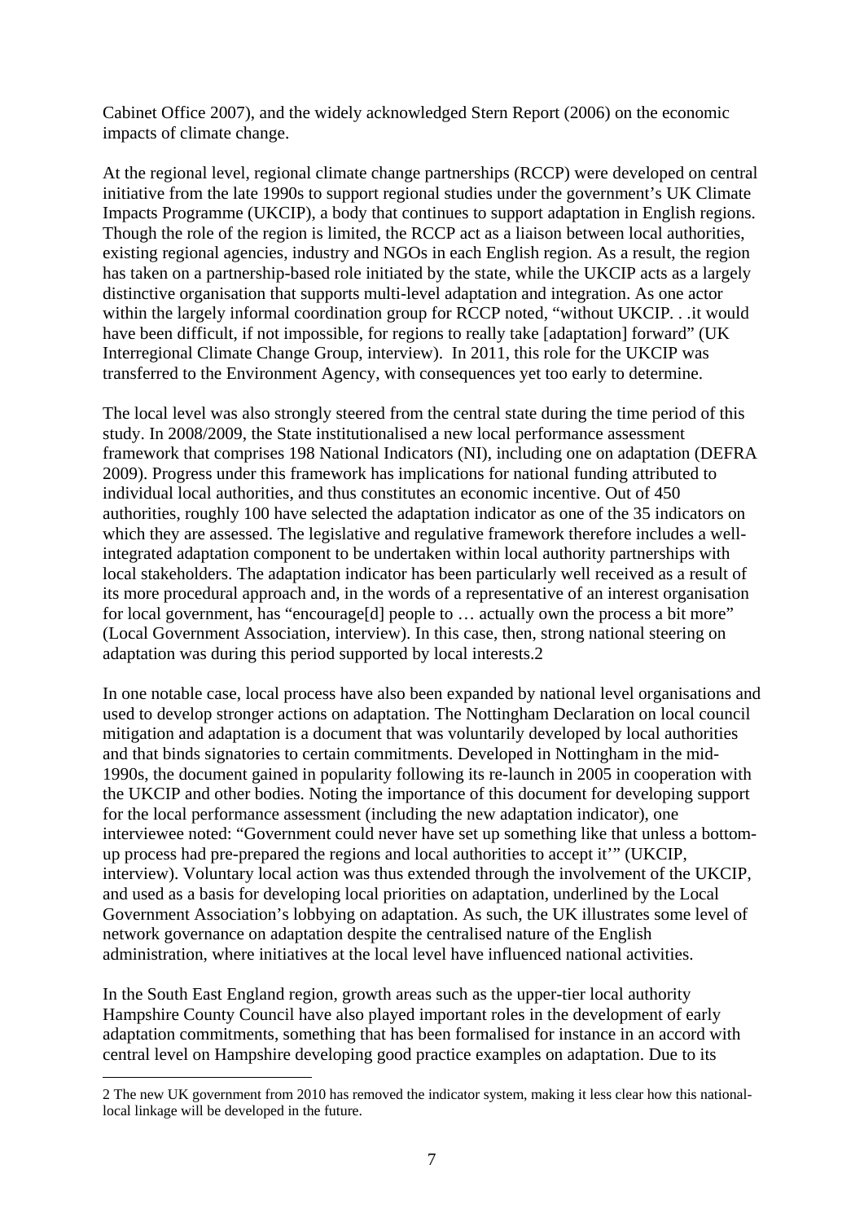Cabinet Office 2007), and the widely acknowledged Stern Report (2006) on the economic impacts of climate change.

At the regional level, regional climate change partnerships (RCCP) were developed on central initiative from the late 1990s to support regional studies under the government's UK Climate Impacts Programme (UKCIP), a body that continues to support adaptation in English regions. Though the role of the region is limited, the RCCP act as a liaison between local authorities, existing regional agencies, industry and NGOs in each English region. As a result, the region has taken on a partnership-based role initiated by the state, while the UKCIP acts as a largely distinctive organisation that supports multi-level adaptation and integration. As one actor within the largely informal coordination group for RCCP noted, "without UKCIP. . .it would have been difficult, if not impossible, for regions to really take [adaptation] forward" (UK Interregional Climate Change Group, interview). In 2011, this role for the UKCIP was transferred to the Environment Agency, with consequences yet too early to determine.

The local level was also strongly steered from the central state during the time period of this study. In 2008/2009, the State institutionalised a new local performance assessment framework that comprises 198 National Indicators (NI), including one on adaptation (DEFRA 2009). Progress under this framework has implications for national funding attributed to individual local authorities, and thus constitutes an economic incentive. Out of 450 authorities, roughly 100 have selected the adaptation indicator as one of the 35 indicators on which they are assessed. The legislative and regulative framework therefore includes a well-integrated adaptation component to be undertaken within local authority partnerships with local stakeholders. The adaptation indicator has been particularly well received as a result of its more procedural approach and, in the words of a representative of an interest organisation for local government, has "encourage[d] people to … actually own the process a bit more" (Local Government Association, interview). In this case, then, strong national steering on adaptation was during this period supported by local interests.2

In one notable case, local process have also been expanded by national level organisations and used to develop stronger actions on adaptation. The Nottingham Declaration on local council mitigation and adaptation is a document that was voluntarily developed by local authorities and that binds signatories to certain commitments. Developed in Nottingham in the mid-1990s, the document gained in popularity following its re-launch in 2005 in cooperation with the UKCIP and other bodies. Noting the importance of this document for developing support for the local performance assessment (including the new adaptation indicator), one interviewee noted: "Government could never have set up something like that unless a bottom-up process had pre-prepared the regions and local authorities to accept it'" (UKCIP, interview). Voluntary local action was thus extended through the involvement of the UKCIP, and used as a basis for developing local priorities on adaptation, underlined by the Local Government Association's lobbying on adaptation. As such, the UK illustrates some level of network governance on adaptation despite the centralised nature of the English administration, where initiatives at the local level have influenced national activities.

In the South East England region, growth areas such as the upper-tier local authority Hampshire County Council have also played important roles in the development of early adaptation commitments, something that has been formalised for instance in an accord with central level on Hampshire developing good practice examples on adaptation. Due to its

2 The new UK government from 2010 has removed the indicator system, making it less clear how this national-local linkage will be developed in the future.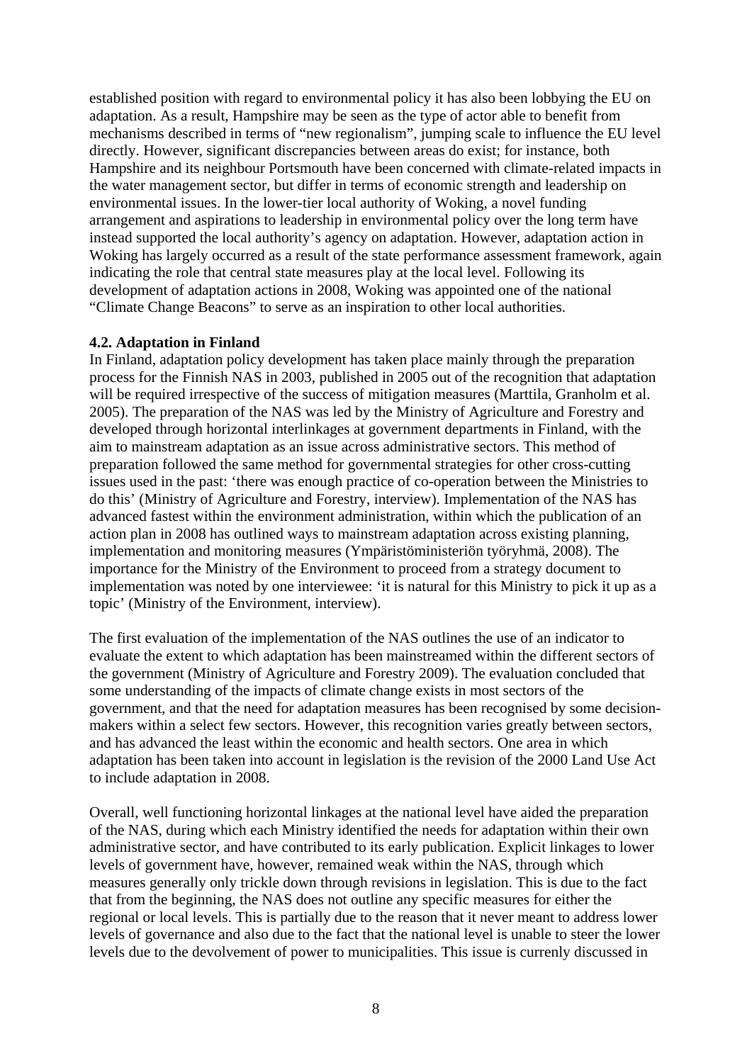established position with regard to environmental policy it has also been lobbying the EU on adaptation. As a result, Hampshire may be seen as the type of actor able to benefit from mechanisms described in terms of "new regionalism", jumping scale to influence the EU level directly. However, significant discrepancies between areas do exist; for instance, both Hampshire and its neighbour Portsmouth have been concerned with climate-related impacts in the water management sector, but differ in terms of economic strength and leadership on environmental issues. In the lower-tier local authority of Woking, a novel funding arrangement and aspirations to leadership in environmental policy over the long term have instead supported the local authority's agency on adaptation. However, adaptation action in Woking has largely occurred as a result of the state performance assessment framework, again indicating the role that central state measures play at the local level. Following its development of adaptation actions in 2008, Woking was appointed one of the national "Climate Change Beacons" to serve as an inspiration to other local authorities.

**4.2. Adaptation in Finland**

In Finland, adaptation policy development has taken place mainly through the preparation process for the Finnish NAS in 2003, published in 2005 out of the recognition that adaptation will be required irrespective of the success of mitigation measures (Marttila, Granholm et al. 2005). The preparation of the NAS was led by the Ministry of Agriculture and Forestry and developed through horizontal interlinkages at government departments in Finland, with the aim to mainstream adaptation as an issue across administrative sectors. This method of preparation followed the same method for governmental strategies for other cross-cutting issues used in the past: 'there was enough practice of co-operation between the Ministries to do this' (Ministry of Agriculture and Forestry, interview). Implementation of the NAS has advanced fastest within the environment administration, within which the publication of an action plan in 2008 has outlined ways to mainstream adaptation across existing planning, implementation and monitoring measures (Ympäristöministeriön työryhmä, 2008). The importance for the Ministry of the Environment to proceed from a strategy document to implementation was noted by one interviewee: 'it is natural for this Ministry to pick it up as a topic' (Ministry of the Environment, interview).

The first evaluation of the implementation of the NAS outlines the use of an indicator to evaluate the extent to which adaptation has been mainstreamed within the different sectors of the government (Ministry of Agriculture and Forestry 2009). The evaluation concluded that some understanding of the impacts of climate change exists in most sectors of the government, and that the need for adaptation measures has been recognised by some decision-makers within a select few sectors. However, this recognition varies greatly between sectors, and has advanced the least within the economic and health sectors. One area in which adaptation has been taken into account in legislation is the revision of the 2000 Land Use Act to include adaptation in 2008.

Overall, well functioning horizontal linkages at the national level have aided the preparation of the NAS, during which each Ministry identified the needs for adaptation within their own administrative sector, and have contributed to its early publication. Explicit linkages to lower levels of government have, however, remained weak within the NAS, through which measures generally only trickle down through revisions in legislation. This is due to the fact that from the beginning, the NAS does not outline any specific measures for either the regional or local levels. This is partially due to the reason that it never meant to address lower levels of governance and also due to the fact that the national level is unable to steer the lower levels due to the devolvement of power to municipalities. This issue is currenly discussed in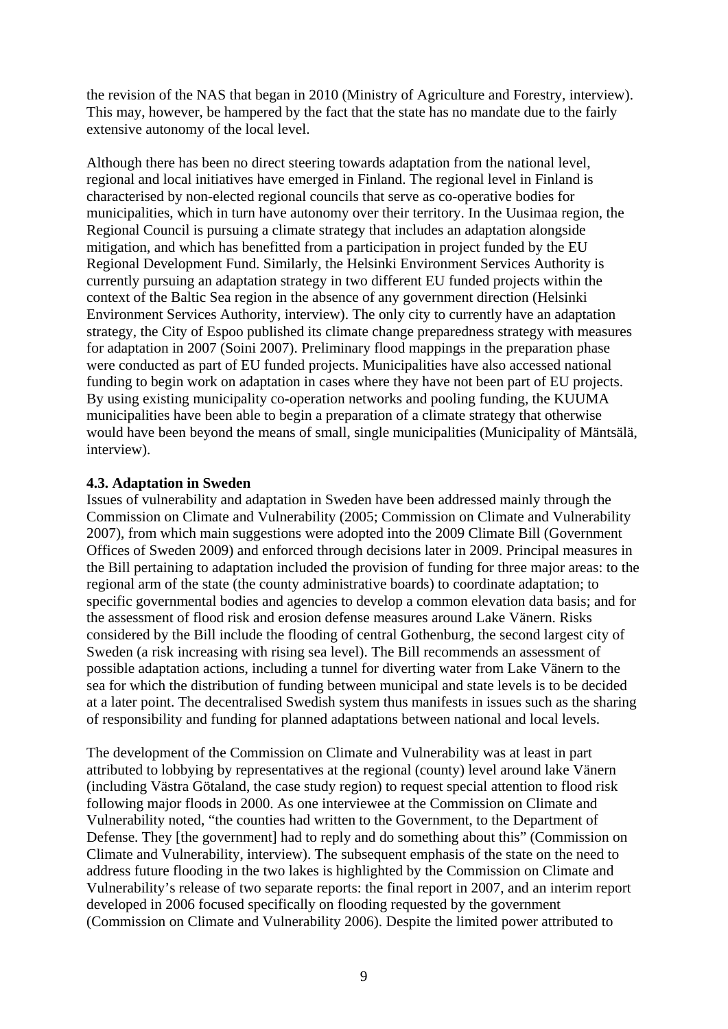the revision of the NAS that began in 2010 (Ministry of Agriculture and Forestry, interview). This may, however, be hampered by the fact that the state has no mandate due to the fairly extensive autonomy of the local level.

Although there has been no direct steering towards adaptation from the national level, regional and local initiatives have emerged in Finland. The regional level in Finland is characterised by non-elected regional councils that serve as co-operative bodies for municipalities, which in turn have autonomy over their territory. In the Uusimaa region, the Regional Council is pursuing a climate strategy that includes an adaptation alongside mitigation, and which has benefitted from a participation in project funded by the EU Regional Development Fund. Similarly, the Helsinki Environment Services Authority is currently pursuing an adaptation strategy in two different EU funded projects within the context of the Baltic Sea region in the absence of any government direction (Helsinki Environment Services Authority, interview). The only city to currently have an adaptation strategy, the City of Espoo published its climate change preparedness strategy with measures for adaptation in 2007 (Soini 2007). Preliminary flood mappings in the preparation phase were conducted as part of EU funded projects. Municipalities have also accessed national funding to begin work on adaptation in cases where they have not been part of EU projects. By using existing municipality co-operation networks and pooling funding, the KUUMA municipalities have been able to begin a preparation of a climate strategy that otherwise would have been beyond the means of small, single municipalities (Municipality of Mäntsälä, interview).

### 4.3. Adaptation in Sweden

Issues of vulnerability and adaptation in Sweden have been addressed mainly through the Commission on Climate and Vulnerability (2005; Commission on Climate and Vulnerability 2007), from which main suggestions were adopted into the 2009 Climate Bill (Government Offices of Sweden 2009) and enforced through decisions later in 2009. Principal measures in the Bill pertaining to adaptation included the provision of funding for three major areas: to the regional arm of the state (the county administrative boards) to coordinate adaptation; to specific governmental bodies and agencies to develop a common elevation data basis; and for the assessment of flood risk and erosion defense measures around Lake Vänern. Risks considered by the Bill include the flooding of central Gothenburg, the second largest city of Sweden (a risk increasing with rising sea level). The Bill recommends an assessment of possible adaptation actions, including a tunnel for diverting water from Lake Vänern to the sea for which the distribution of funding between municipal and state levels is to be decided at a later point. The decentralised Swedish system thus manifests in issues such as the sharing of responsibility and funding for planned adaptations between national and local levels.

The development of the Commission on Climate and Vulnerability was at least in part attributed to lobbying by representatives at the regional (county) level around lake Vänern (including Västra Götaland, the case study region) to request special attention to flood risk following major floods in 2000. As one interviewee at the Commission on Climate and Vulnerability noted, "the counties had written to the Government, to the Department of Defense. They [the government] had to reply and do something about this" (Commission on Climate and Vulnerability, interview). The subsequent emphasis of the state on the need to address future flooding in the two lakes is highlighted by the Commission on Climate and Vulnerability's release of two separate reports: the final report in 2007, and an interim report developed in 2006 focused specifically on flooding requested by the government (Commission on Climate and Vulnerability 2006). Despite the limited power attributed to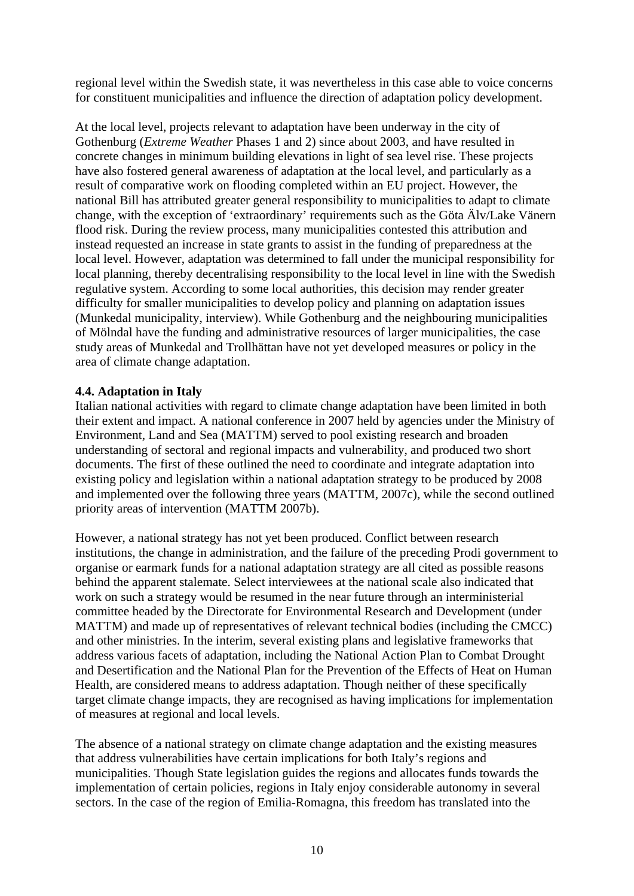regional level within the Swedish state, it was nevertheless in this case able to voice concerns for constituent municipalities and influence the direction of adaptation policy development.

At the local level, projects relevant to adaptation have been underway in the city of Gothenburg (*Extreme Weather* Phases 1 and 2) since about 2003, and have resulted in concrete changes in minimum building elevations in light of sea level rise. These projects have also fostered general awareness of adaptation at the local level, and particularly as a result of comparative work on flooding completed within an EU project. However, the national Bill has attributed greater general responsibility to municipalities to adapt to climate change, with the exception of 'extraordinary' requirements such as the Göta Älv/Lake Vänern flood risk. During the review process, many municipalities contested this attribution and instead requested an increase in state grants to assist in the funding of preparedness at the local level. However, adaptation was determined to fall under the municipal responsibility for local planning, thereby decentralising responsibility to the local level in line with the Swedish regulative system. According to some local authorities, this decision may render greater difficulty for smaller municipalities to develop policy and planning on adaptation issues (Munkedal municipality, interview). While Gothenburg and the neighbouring municipalities of Mölndal have the funding and administrative resources of larger municipalities, the case study areas of Munkedal and Trollhättan have not yet developed measures or policy in the area of climate change adaptation.

### 4.4. Adaptation in Italy

Italian national activities with regard to climate change adaptation have been limited in both their extent and impact. A national conference in 2007 held by agencies under the Ministry of Environment, Land and Sea (MATTM) served to pool existing research and broaden understanding of sectoral and regional impacts and vulnerability, and produced two short documents. The first of these outlined the need to coordinate and integrate adaptation into existing policy and legislation within a national adaptation strategy to be produced by 2008 and implemented over the following three years (MATTM, 2007c), while the second outlined priority areas of intervention (MATTM 2007b).

However, a national strategy has not yet been produced. Conflict between research institutions, the change in administration, and the failure of the preceding Prodi government to organise or earmark funds for a national adaptation strategy are all cited as possible reasons behind the apparent stalemate. Select interviewees at the national scale also indicated that work on such a strategy would be resumed in the near future through an interministerial committee headed by the Directorate for Environmental Research and Development (under MATTM) and made up of representatives of relevant technical bodies (including the CMCC) and other ministries. In the interim, several existing plans and legislative frameworks that address various facets of adaptation, including the National Action Plan to Combat Drought and Desertification and the National Plan for the Prevention of the Effects of Heat on Human Health, are considered means to address adaptation. Though neither of these specifically target climate change impacts, they are recognised as having implications for implementation of measures at regional and local levels.

The absence of a national strategy on climate change adaptation and the existing measures that address vulnerabilities have certain implications for both Italy's regions and municipalities. Though State legislation guides the regions and allocates funds towards the implementation of certain policies, regions in Italy enjoy considerable autonomy in several sectors. In the case of the region of Emilia-Romagna, this freedom has translated into the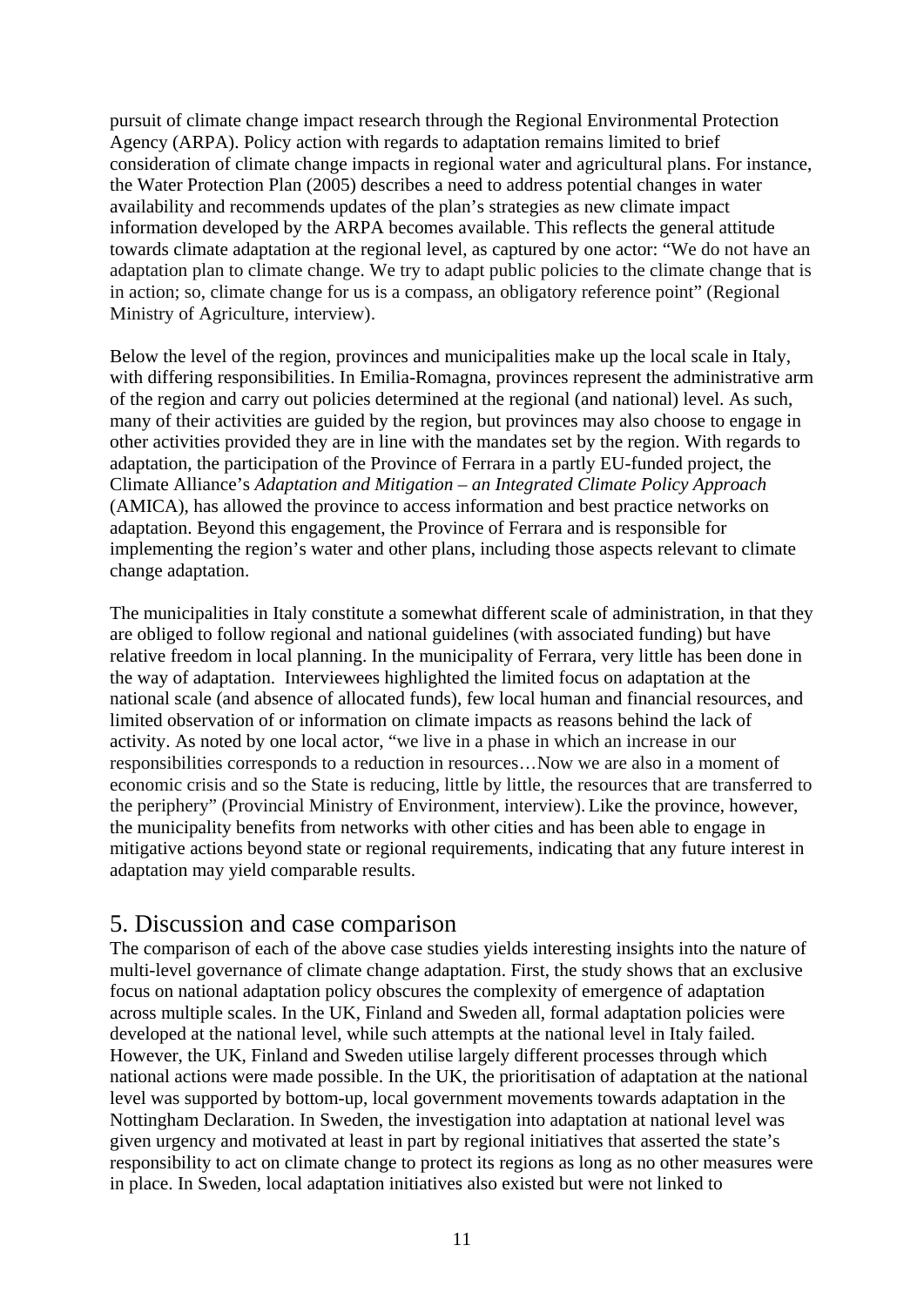pursuit of climate change impact research through the Regional Environmental Protection Agency (ARPA). Policy action with regards to adaptation remains limited to brief consideration of climate change impacts in regional water and agricultural plans. For instance, the Water Protection Plan (2005) describes a need to address potential changes in water availability and recommends updates of the plan's strategies as new climate impact information developed by the ARPA becomes available. This reflects the general attitude towards climate adaptation at the regional level, as captured by one actor: "We do not have an adaptation plan to climate change. We try to adapt public policies to the climate change that is in action; so, climate change for us is a compass, an obligatory reference point" (Regional Ministry of Agriculture, interview).

Below the level of the region, provinces and municipalities make up the local scale in Italy, with differing responsibilities. In Emilia-Romagna, provinces represent the administrative arm of the region and carry out policies determined at the regional (and national) level. As such, many of their activities are guided by the region, but provinces may also choose to engage in other activities provided they are in line with the mandates set by the region. With regards to adaptation, the participation of the Province of Ferrara in a partly EU-funded project, the Climate Alliance's *Adaptation and Mitigation – an Integrated Climate Policy Approach* (AMICA), has allowed the province to access information and best practice networks on adaptation. Beyond this engagement, the Province of Ferrara and is responsible for implementing the region's water and other plans, including those aspects relevant to climate change adaptation.

The municipalities in Italy constitute a somewhat different scale of administration, in that they are obliged to follow regional and national guidelines (with associated funding) but have relative freedom in local planning. In the municipality of Ferrara, very little has been done in the way of adaptation. Interviewees highlighted the limited focus on adaptation at the national scale (and absence of allocated funds), few local human and financial resources, and limited observation of or information on climate impacts as reasons behind the lack of activity. As noted by one local actor, "we live in a phase in which an increase in our responsibilities corresponds to a reduction in resources…Now we are also in a moment of economic crisis and so the State is reducing, little by little, the resources that are transferred to the periphery" (Provincial Ministry of Environment, interview). Like the province, however, the municipality benefits from networks with other cities and has been able to engage in mitigative actions beyond state or regional requirements, indicating that any future interest in adaptation may yield comparable results.

# 5. Discussion and case comparison

The comparison of each of the above case studies yields interesting insights into the nature of multi-level governance of climate change adaptation. First, the study shows that an exclusive focus on national adaptation policy obscures the complexity of emergence of adaptation across multiple scales. In the UK, Finland and Sweden all, formal adaptation policies were developed at the national level, while such attempts at the national level in Italy failed. However, the UK, Finland and Sweden utilise largely different processes through which national actions were made possible. In the UK, the prioritisation of adaptation at the national level was supported by bottom-up, local government movements towards adaptation in the Nottingham Declaration. In Sweden, the investigation into adaptation at national level was given urgency and motivated at least in part by regional initiatives that asserted the state's responsibility to act on climate change to protect its regions as long as no other measures were in place. In Sweden, local adaptation initiatives also existed but were not linked to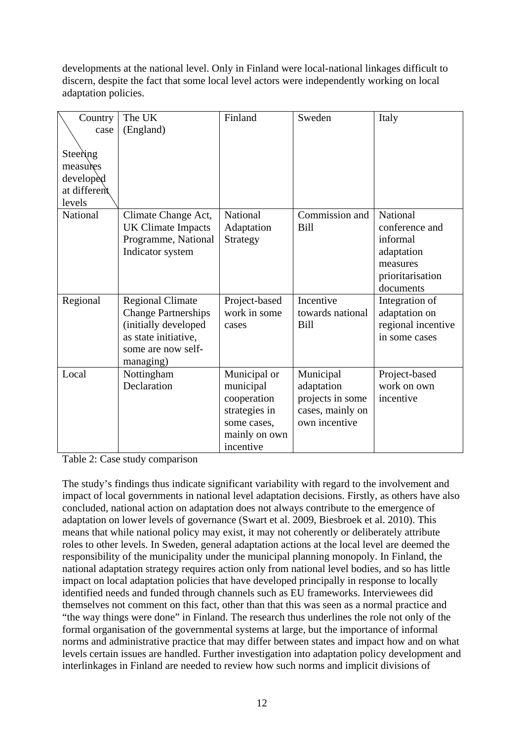developments at the national level. Only in Finland were local-national linkages difficult to discern, despite the fact that some local level actors were independently working on local adaptation policies.

| Country case / Steering measures developed at different levels | The UK (England) | Finland | Sweden | Italy |
|---|---|---|---|---|
| National | Climate Change Act, UK Climate Impacts Programme, National Indicator system | National Adaptation Strategy | Commission and Bill | National conference and informal adaptation measures prioritisation documents |
| Regional | Regional Climate Change Partnerships (initially developed as state initiative, some are now self-managing) | Project-based work in some cases | Incentive towards national Bill | Integration of adaptation on regional incentive in some cases |
| Local | Nottingham Declaration | Municipal or municipal cooperation strategies in some cases, mainly on own incentive | Municipal adaptation projects in some cases, mainly on own incentive | Project-based work on own incentive |

Table 2: Case study comparison

The study's findings thus indicate significant variability with regard to the involvement and impact of local governments in national level adaptation decisions. Firstly, as others have also concluded, national action on adaptation does not always contribute to the emergence of adaptation on lower levels of governance (Swart et al. 2009, Biesbroek et al. 2010). This means that while national policy may exist, it may not coherently or deliberately attribute roles to other levels. In Sweden, general adaptation actions at the local level are deemed the responsibility of the municipality under the municipal planning monopoly. In Finland, the national adaptation strategy requires action only from national level bodies, and so has little impact on local adaptation policies that have developed principally in response to locally identified needs and funded through channels such as EU frameworks. Interviewees did themselves not comment on this fact, other than that this was seen as a normal practice and "the way things were done" in Finland. The research thus underlines the role not only of the formal organisation of the governmental systems at large, but the importance of informal norms and administrative practice that may differ between states and impact how and on what levels certain issues are handled. Further investigation into adaptation policy development and interlinkages in Finland are needed to review how such norms and implicit divisions of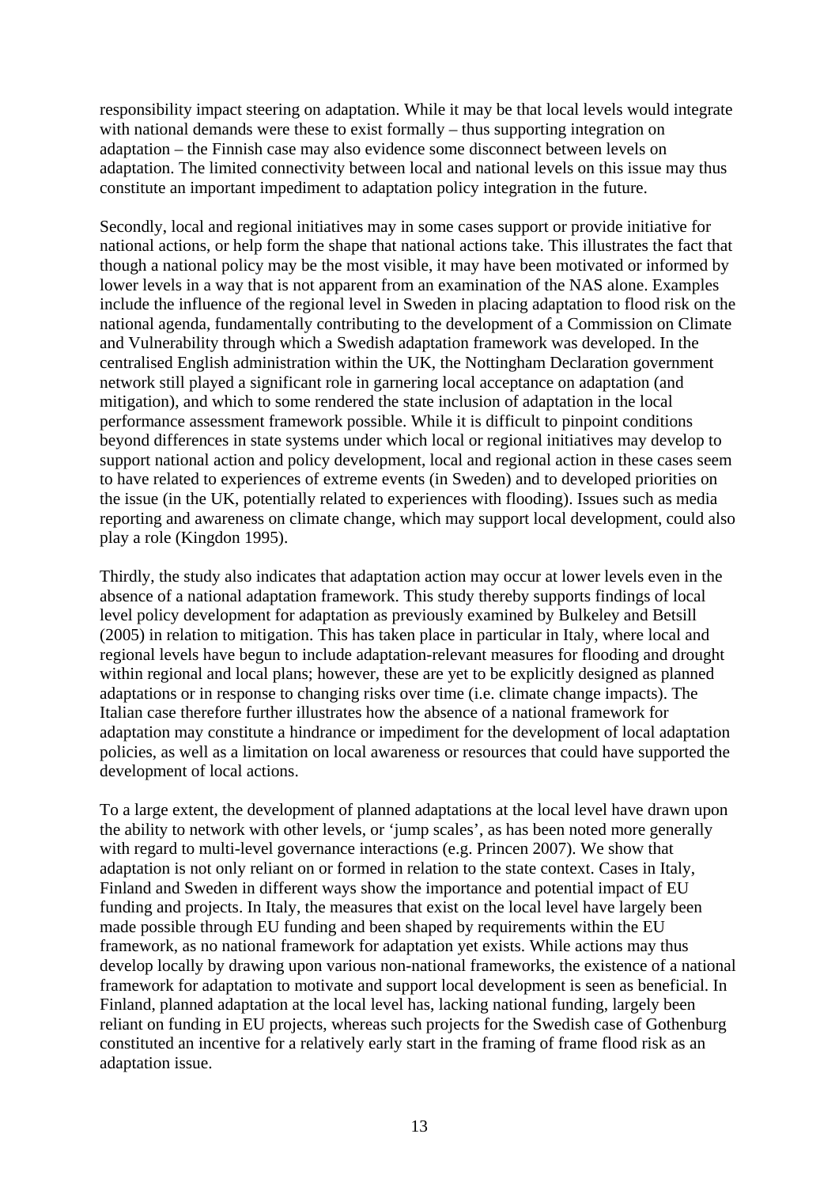responsibility impact steering on adaptation. While it may be that local levels would integrate with national demands were these to exist formally – thus supporting integration on adaptation – the Finnish case may also evidence some disconnect between levels on adaptation. The limited connectivity between local and national levels on this issue may thus constitute an important impediment to adaptation policy integration in the future.

Secondly, local and regional initiatives may in some cases support or provide initiative for national actions, or help form the shape that national actions take. This illustrates the fact that though a national policy may be the most visible, it may have been motivated or informed by lower levels in a way that is not apparent from an examination of the NAS alone. Examples include the influence of the regional level in Sweden in placing adaptation to flood risk on the national agenda, fundamentally contributing to the development of a Commission on Climate and Vulnerability through which a Swedish adaptation framework was developed. In the centralised English administration within the UK, the Nottingham Declaration government network still played a significant role in garnering local acceptance on adaptation (and mitigation), and which to some rendered the state inclusion of adaptation in the local performance assessment framework possible. While it is difficult to pinpoint conditions beyond differences in state systems under which local or regional initiatives may develop to support national action and policy development, local and regional action in these cases seem to have related to experiences of extreme events (in Sweden) and to developed priorities on the issue (in the UK, potentially related to experiences with flooding). Issues such as media reporting and awareness on climate change, which may support local development, could also play a role (Kingdon 1995).

Thirdly, the study also indicates that adaptation action may occur at lower levels even in the absence of a national adaptation framework. This study thereby supports findings of local level policy development for adaptation as previously examined by Bulkeley and Betsill (2005) in relation to mitigation. This has taken place in particular in Italy, where local and regional levels have begun to include adaptation-relevant measures for flooding and drought within regional and local plans; however, these are yet to be explicitly designed as planned adaptations or in response to changing risks over time (i.e. climate change impacts). The Italian case therefore further illustrates how the absence of a national framework for adaptation may constitute a hindrance or impediment for the development of local adaptation policies, as well as a limitation on local awareness or resources that could have supported the development of local actions.

To a large extent, the development of planned adaptations at the local level have drawn upon the ability to network with other levels, or 'jump scales', as has been noted more generally with regard to multi-level governance interactions (e.g. Princen 2007). We show that adaptation is not only reliant on or formed in relation to the state context. Cases in Italy, Finland and Sweden in different ways show the importance and potential impact of EU funding and projects. In Italy, the measures that exist on the local level have largely been made possible through EU funding and been shaped by requirements within the EU framework, as no national framework for adaptation yet exists. While actions may thus develop locally by drawing upon various non-national frameworks, the existence of a national framework for adaptation to motivate and support local development is seen as beneficial. In Finland, planned adaptation at the local level has, lacking national funding, largely been reliant on funding in EU projects, whereas such projects for the Swedish case of Gothenburg constituted an incentive for a relatively early start in the framing of frame flood risk as an adaptation issue.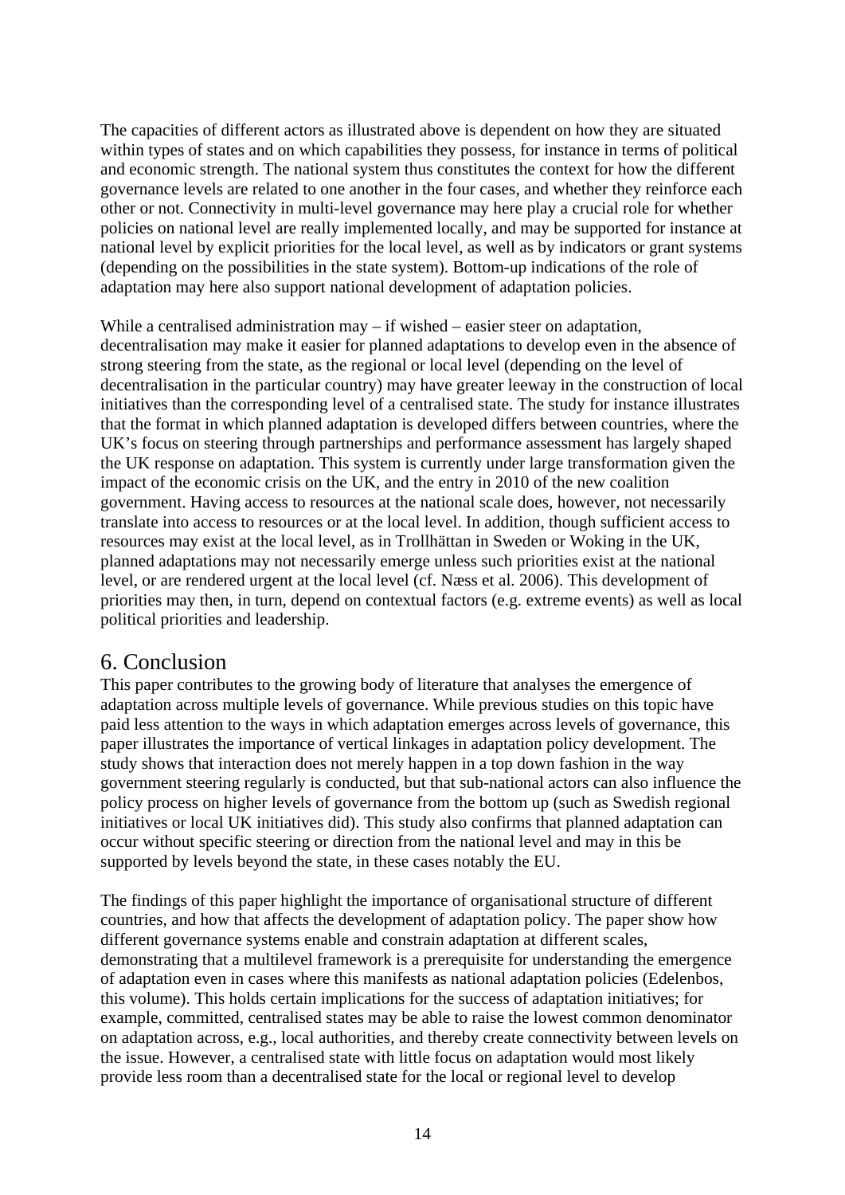The capacities of different actors as illustrated above is dependent on how they are situated within types of states and on which capabilities they possess, for instance in terms of political and economic strength. The national system thus constitutes the context for how the different governance levels are related to one another in the four cases, and whether they reinforce each other or not. Connectivity in multi-level governance may here play a crucial role for whether policies on national level are really implemented locally, and may be supported for instance at national level by explicit priorities for the local level, as well as by indicators or grant systems (depending on the possibilities in the state system). Bottom-up indications of the role of adaptation may here also support national development of adaptation policies.

While a centralised administration may – if wished – easier steer on adaptation, decentralisation may make it easier for planned adaptations to develop even in the absence of strong steering from the state, as the regional or local level (depending on the level of decentralisation in the particular country) may have greater leeway in the construction of local initiatives than the corresponding level of a centralised state. The study for instance illustrates that the format in which planned adaptation is developed differs between countries, where the UK's focus on steering through partnerships and performance assessment has largely shaped the UK response on adaptation. This system is currently under large transformation given the impact of the economic crisis on the UK, and the entry in 2010 of the new coalition government. Having access to resources at the national scale does, however, not necessarily translate into access to resources or at the local level. In addition, though sufficient access to resources may exist at the local level, as in Trollhättan in Sweden or Woking in the UK, planned adaptations may not necessarily emerge unless such priorities exist at the national level, or are rendered urgent at the local level (cf. Næss et al. 2006). This development of priorities may then, in turn, depend on contextual factors (e.g. extreme events) as well as local political priorities and leadership.

## 6. Conclusion

This paper contributes to the growing body of literature that analyses the emergence of adaptation across multiple levels of governance. While previous studies on this topic have paid less attention to the ways in which adaptation emerges across levels of governance, this paper illustrates the importance of vertical linkages in adaptation policy development. The study shows that interaction does not merely happen in a top down fashion in the way government steering regularly is conducted, but that sub-national actors can also influence the policy process on higher levels of governance from the bottom up (such as Swedish regional initiatives or local UK initiatives did). This study also confirms that planned adaptation can occur without specific steering or direction from the national level and may in this be supported by levels beyond the state, in these cases notably the EU.

The findings of this paper highlight the importance of organisational structure of different countries, and how that affects the development of adaptation policy. The paper show how different governance systems enable and constrain adaptation at different scales, demonstrating that a multilevel framework is a prerequisite for understanding the emergence of adaptation even in cases where this manifests as national adaptation policies (Edelenbos, this volume). This holds certain implications for the success of adaptation initiatives; for example, committed, centralised states may be able to raise the lowest common denominator on adaptation across, e.g., local authorities, and thereby create connectivity between levels on the issue. However, a centralised state with little focus on adaptation would most likely provide less room than a decentralised state for the local or regional level to develop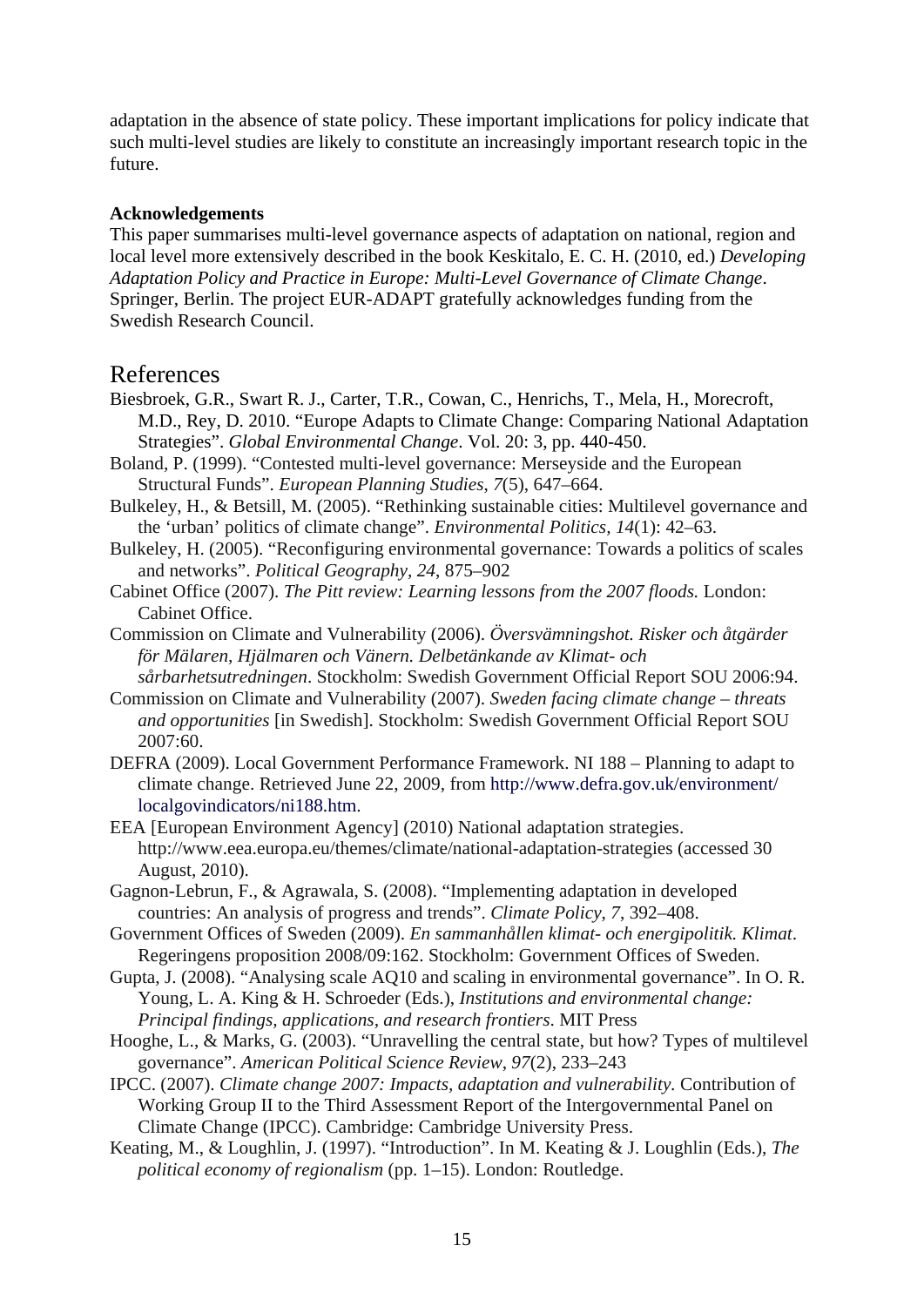adaptation in the absence of state policy. These important implications for policy indicate that such multi-level studies are likely to constitute an increasingly important research topic in the future.

**Acknowledgements**

This paper summarises multi-level governance aspects of adaptation on national, region and local level more extensively described in the book Keskitalo, E. C. H. (2010, ed.) *Developing Adaptation Policy and Practice in Europe: Multi-Level Governance of Climate Change*. Springer, Berlin. The project EUR-ADAPT gratefully acknowledges funding from the Swedish Research Council.

# References

Biesbroek, G.R., Swart R. J., Carter, T.R., Cowan, C., Henrichs, T., Mela, H., Morecroft, M.D., Rey, D. 2010. "Europe Adapts to Climate Change: Comparing National Adaptation Strategies". *Global Environmental Change*. Vol. 20: 3, pp. 440-450.

Boland, P. (1999). "Contested multi-level governance: Merseyside and the European Structural Funds". *European Planning Studies*, *7*(5), 647–664.

Bulkeley, H., & Betsill, M. (2005). "Rethinking sustainable cities: Multilevel governance and the 'urban' politics of climate change". *Environmental Politics*, *14*(1): 42–63.

Bulkeley, H. (2005). "Reconfiguring environmental governance: Towards a politics of scales and networks". *Political Geography, 24*, 875–902

Cabinet Office (2007). *The Pitt review: Learning lessons from the 2007 floods.* London: Cabinet Office.

Commission on Climate and Vulnerability (2006). *Översvämningshot. Risker och åtgärder för Mälaren, Hjälmaren och Vänern. Delbetänkande av Klimat- och sårbarhetsutredningen*. Stockholm: Swedish Government Official Report SOU 2006:94.

Commission on Climate and Vulnerability (2007). *Sweden facing climate change – threats and opportunities* [in Swedish]. Stockholm: Swedish Government Official Report SOU 2007:60.

DEFRA (2009). Local Government Performance Framework. NI 188 – Planning to adapt to climate change. Retrieved June 22, 2009, from http://www.defra.gov.uk/environment/localgovindicators/ni188.htm.

EEA [European Environment Agency] (2010) National adaptation strategies. http://www.eea.europa.eu/themes/climate/national-adaptation-strategies (accessed 30 August, 2010).

Gagnon-Lebrun, F., & Agrawala, S. (2008). "Implementing adaptation in developed countries: An analysis of progress and trends". *Climate Policy*, *7*, 392–408.

Government Offices of Sweden (2009). *En sammanhållen klimat- och energipolitik. Klimat*. Regeringens proposition 2008/09:162. Stockholm: Government Offices of Sweden.

Gupta, J. (2008). "Analysing scale AQ10 and scaling in environmental governance". In O. R. Young, L. A. King & H. Schroeder (Eds.), *Institutions and environmental change: Principal findings, applications, and research frontiers*. MIT Press

Hooghe, L., & Marks, G. (2003). "Unravelling the central state, but how? Types of multilevel governance". *American Political Science Review*, *97*(2), 233–243

IPCC. (2007). *Climate change 2007: Impacts, adaptation and vulnerability.* Contribution of Working Group II to the Third Assessment Report of the Intergovernmental Panel on Climate Change (IPCC). Cambridge: Cambridge University Press.

Keating, M., & Loughlin, J. (1997). "Introduction". In M. Keating & J. Loughlin (Eds.), *The political economy of regionalism* (pp. 1–15). London: Routledge.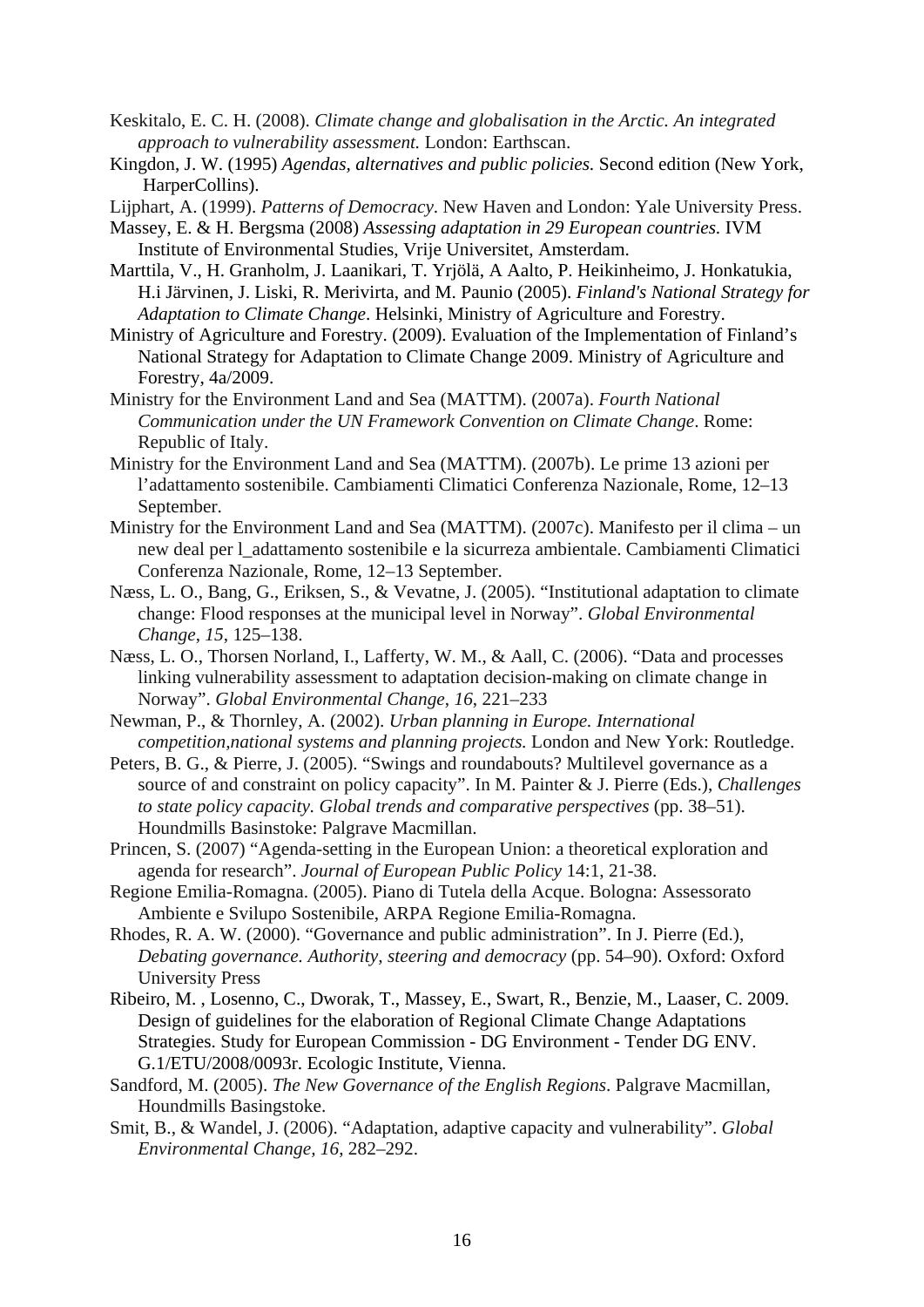Keskitalo, E. C. H. (2008). *Climate change and globalisation in the Arctic. An integrated approach to vulnerability assessment.* London: Earthscan.

Kingdon, J. W. (1995) *Agendas, alternatives and public policies.* Second edition (New York, HarperCollins).

Lijphart, A. (1999). *Patterns of Democracy*. New Haven and London: Yale University Press.

Massey, E. & H. Bergsma (2008) *Assessing adaptation in 29 European countries.* IVM Institute of Environmental Studies, Vrije Universitet, Amsterdam.

Marttila, V., H. Granholm, J. Laanikari, T. Yrjölä, A Aalto, P. Heikinheimo, J. Honkatukia, H.i Järvinen, J. Liski, R. Merivirta, and M. Paunio (2005). *Finland's National Strategy for Adaptation to Climate Change*. Helsinki, Ministry of Agriculture and Forestry.

Ministry of Agriculture and Forestry. (2009). Evaluation of the Implementation of Finland's National Strategy for Adaptation to Climate Change 2009. Ministry of Agriculture and Forestry, 4a/2009.

Ministry for the Environment Land and Sea (MATTM). (2007a). *Fourth National Communication under the UN Framework Convention on Climate Change*. Rome: Republic of Italy.

Ministry for the Environment Land and Sea (MATTM). (2007b). Le prime 13 azioni per l'adattamento sostenibile. Cambiamenti Climatici Conferenza Nazionale, Rome, 12–13 September.

Ministry for the Environment Land and Sea (MATTM). (2007c). Manifesto per il clima – un new deal per l_adattamento sostenibile e la sicurreza ambientale. Cambiamenti Climatici Conferenza Nazionale, Rome, 12–13 September.

Næss, L. O., Bang, G., Eriksen, S., & Vevatne, J. (2005). "Institutional adaptation to climate change: Flood responses at the municipal level in Norway". *Global Environmental Change*, *15*, 125–138.

Næss, L. O., Thorsen Norland, I., Lafferty, W. M., & Aall, C. (2006). "Data and processes linking vulnerability assessment to adaptation decision-making on climate change in Norway". *Global Environmental Change*, *16*, 221–233

Newman, P., & Thornley, A. (2002). *Urban planning in Europe. International competition,national systems and planning projects.* London and New York: Routledge.

Peters, B. G., & Pierre, J. (2005). "Swings and roundabouts? Multilevel governance as a source of and constraint on policy capacity". In M. Painter & J. Pierre (Eds.), *Challenges to state policy capacity. Global trends and comparative perspectives* (pp. 38–51). Houndmills Basinstoke: Palgrave Macmillan.

Princen, S. (2007) "Agenda-setting in the European Union: a theoretical exploration and agenda for research". *Journal of European Public Policy* 14:1, 21-38.

Regione Emilia-Romagna. (2005). Piano di Tutela della Acque. Bologna: Assessorato Ambiente e Svilupo Sostenibile, ARPA Regione Emilia-Romagna.

Rhodes, R. A. W. (2000). "Governance and public administration". In J. Pierre (Ed.), *Debating governance. Authority, steering and democracy* (pp. 54–90). Oxford: Oxford University Press

Ribeiro, M. , Losenno, C., Dworak, T., Massey, E., Swart, R., Benzie, M., Laaser, C. 2009. Design of guidelines for the elaboration of Regional Climate Change Adaptations Strategies. Study for European Commission - DG Environment - Tender DG ENV. G.1/ETU/2008/0093r. Ecologic Institute, Vienna.

Sandford, M. (2005). *The New Governance of the English Regions*. Palgrave Macmillan, Houndmills Basingstoke.

Smit, B., & Wandel, J. (2006). "Adaptation, adaptive capacity and vulnerability". *Global Environmental Change, 16*, 282–292.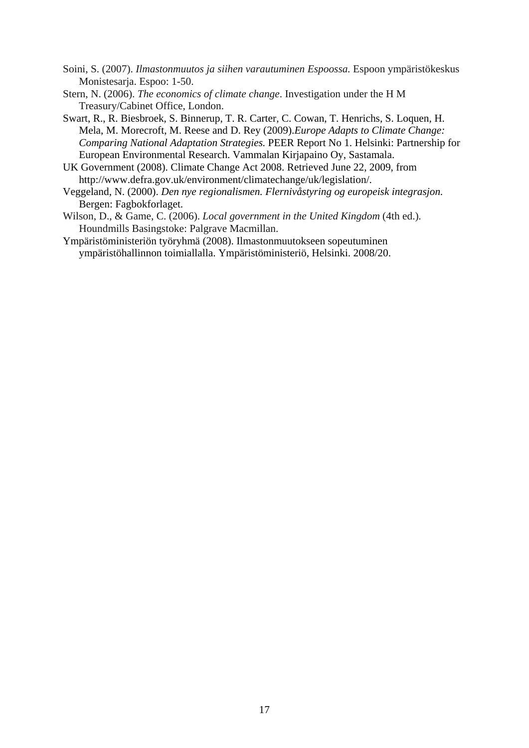Soini, S. (2007). *Ilmastonmuutos ja siihen varautuminen Espoossa.* Espoon ympäristökeskus Monistesarja. Espoo: 1-50.

Stern, N. (2006). *The economics of climate change*. Investigation under the H M Treasury/Cabinet Office, London.

Swart, R., R. Biesbroek, S. Binnerup, T. R. Carter, C. Cowan, T. Henrichs, S. Loquen, H. Mela, M. Morecroft, M. Reese and D. Rey (2009).*Europe Adapts to Climate Change: Comparing National Adaptation Strategies.* PEER Report No 1. Helsinki: Partnership for European Environmental Research. Vammalan Kirjapaino Oy, Sastamala.

UK Government (2008). Climate Change Act 2008. Retrieved June 22, 2009, from http://www.defra.gov.uk/environment/climatechange/uk/legislation/.

Veggeland, N. (2000). *Den nye regionalismen. Flernivåstyring og europeisk integrasjon.* Bergen: Fagbokforlaget.

Wilson, D., & Game, C. (2006). *Local government in the United Kingdom* (4th ed.). Houndmills Basingstoke: Palgrave Macmillan.

Ympäristöministeriön työryhmä (2008). Ilmastonmuutokseen sopeutuminen ympäristöhallinnon toimiallalla. Ympäristöministeriö, Helsinki. 2008/20.